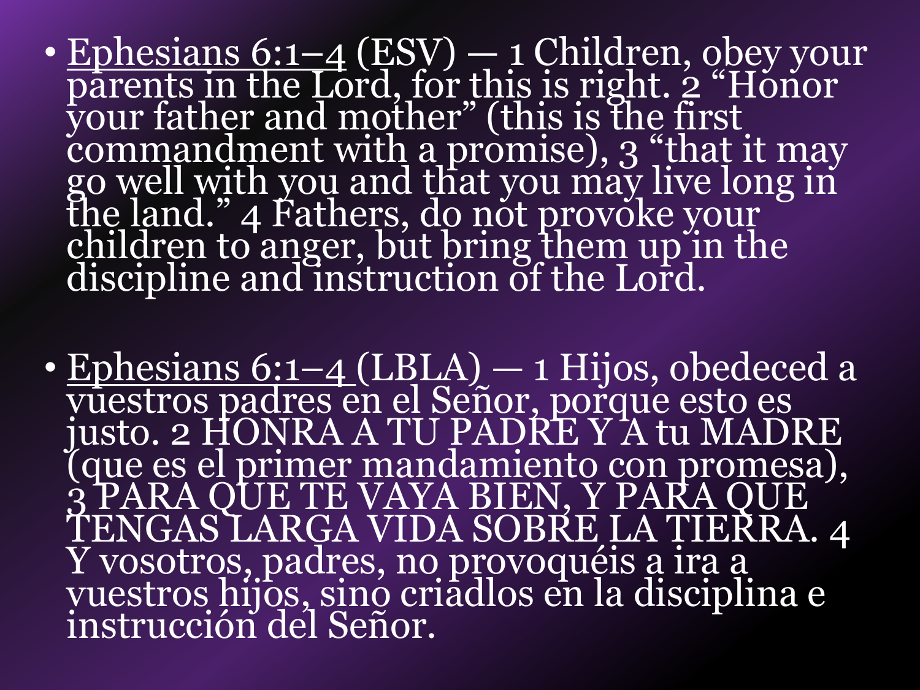- <u>Ephesians 6:1–4</u> (ESV) — 1 Children, obey your parents in the Lord, for this is right. 2 "Honor your father and mother" (this is the first commandment with a promise), 3 "that it may go well with you and that you may live long in the land." 4 Fathers, do not provoke your children to anger, but bring them up in the discipline and instruction of the Lord.

- <u>Ephesians 6:1–4</u> (LBLA) — 1 Hijos, obedeced a vuestros padres en el Señor, porque esto es justo. 2 HONRA A TU PADRE Y A tu MADRE (que es el primer mandamiento con promesa), 3 PARA QUE TE VAYA BIEN, Y PARA QUE TENGAS LARGA VIDA SOBRE LA TIERRA. 4 Y vosotros, padres, no provoquéis a ira a vuestros hijos, sino criadlos en la disciplina e instrucción del Señor.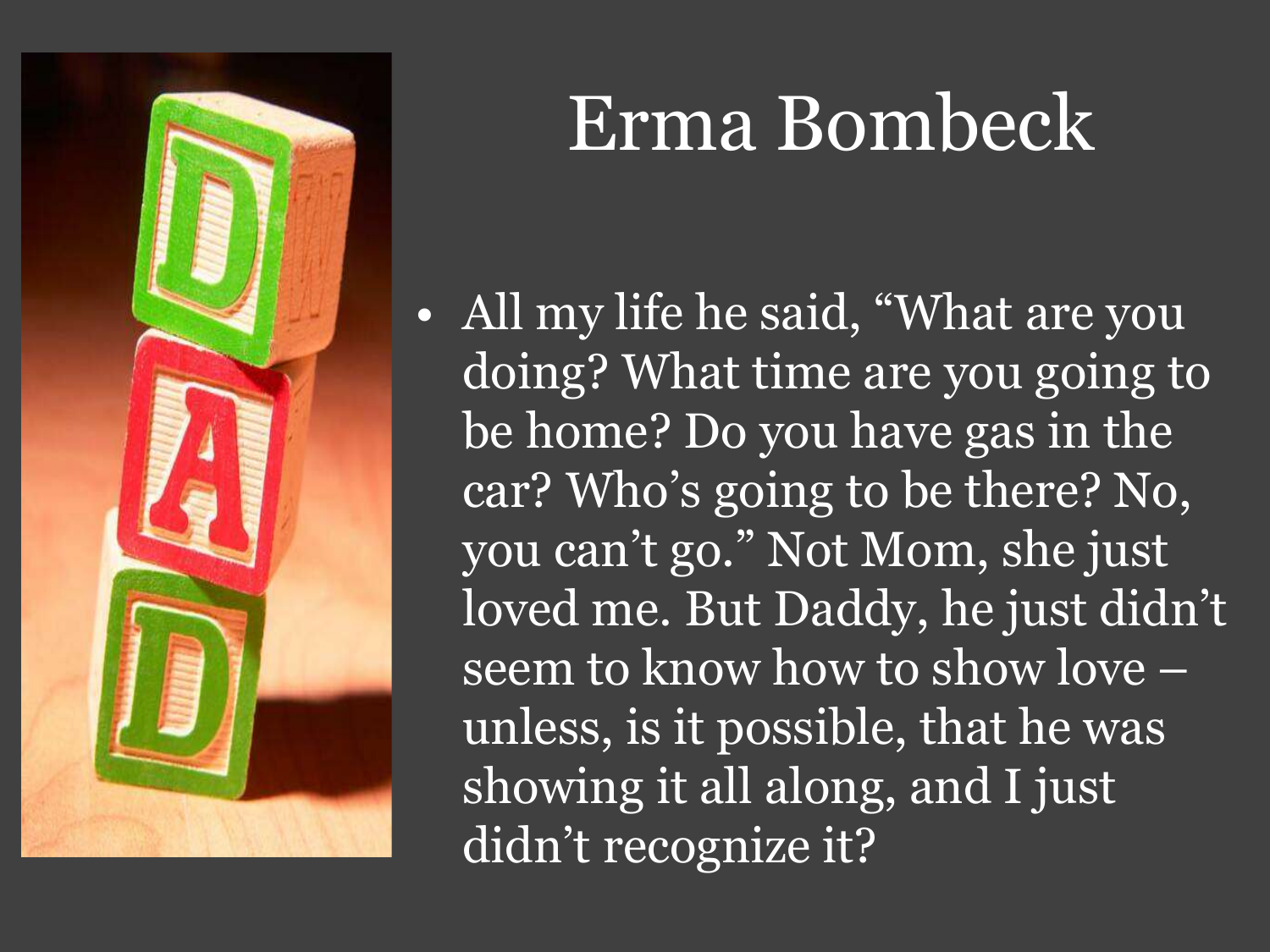# Erma Bombeck

- All my life he said, “What are you doing? What time are you going to be home? Do you have gas in the car? Who’s going to be there? No, you can’t go.” Not Mom, she just loved me. But Daddy, he just didn’t seem to know how to show love – unless, is it possible, that he was showing it all along, and I just didn’t recognize it?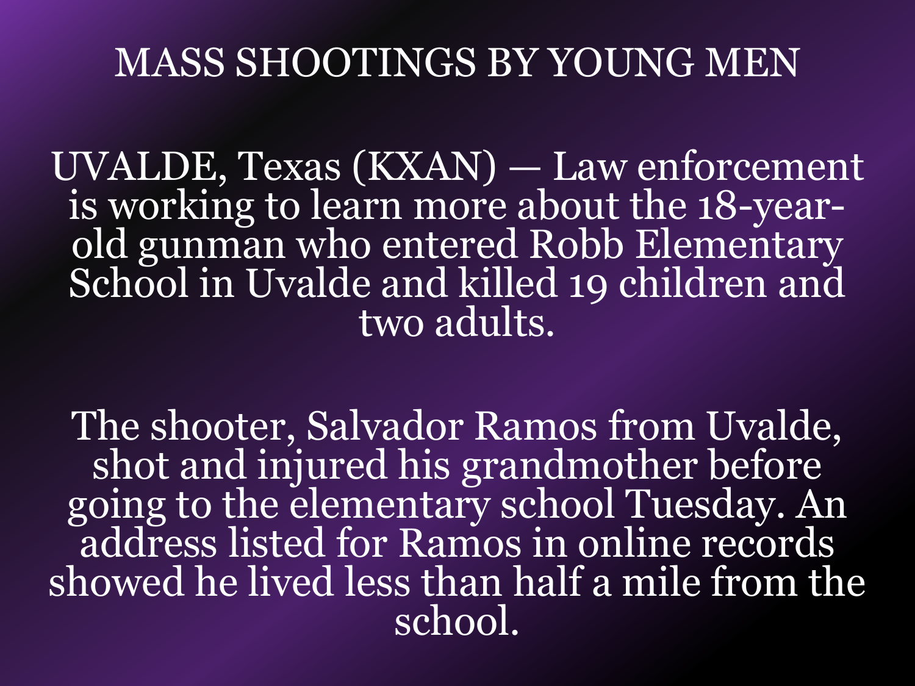# MASS SHOOTINGS BY YOUNG MEN

UVALDE, Texas (KXAN) — Law enforcement is working to learn more about the 18-year-old gunman who entered Robb Elementary School in Uvalde and killed 19 children and two adults.

The shooter, Salvador Ramos from Uvalde, shot and injured his grandmother before going to the elementary school Tuesday. An address listed for Ramos in online records showed he lived less than half a mile from the school.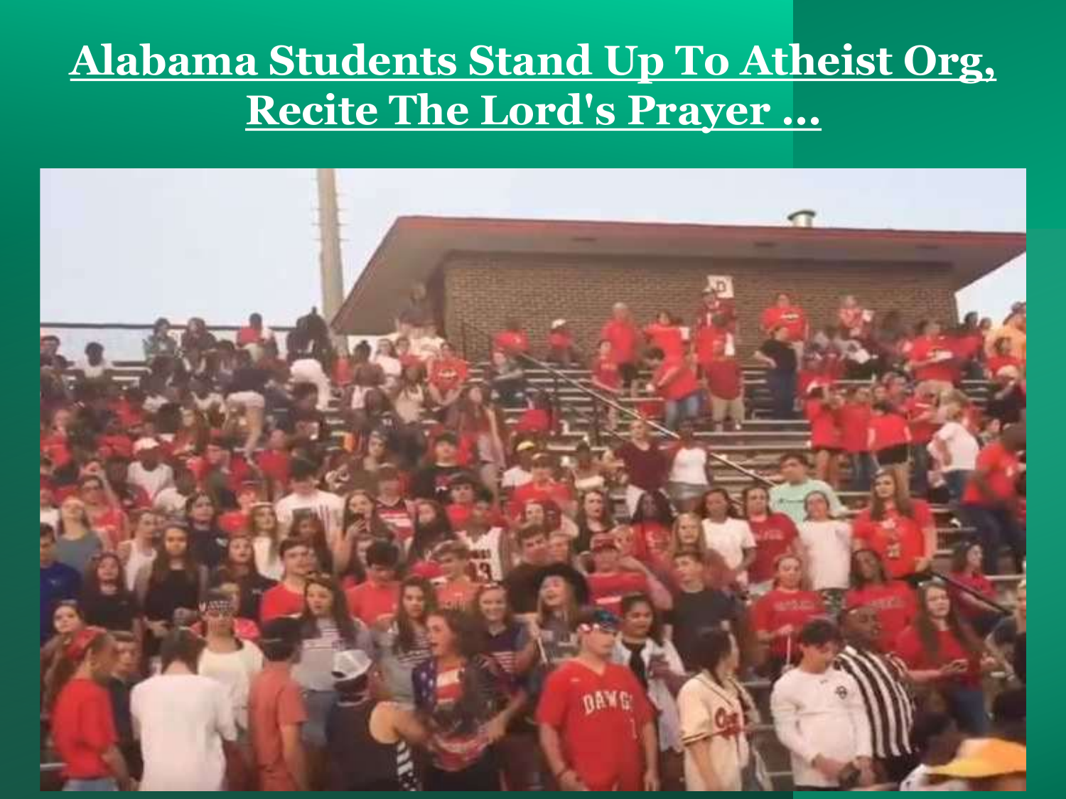# Alabama Students Stand Up To Atheist Org, Recite The Lord's Prayer ...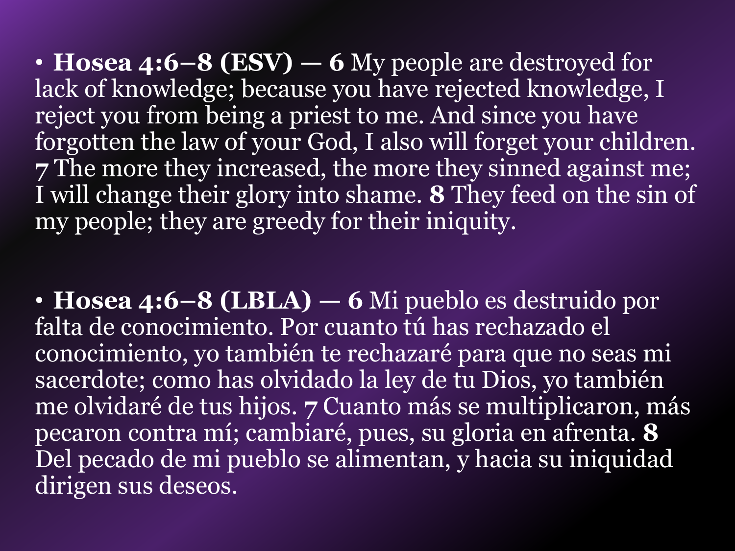- **Hosea 4:6–8 (ESV) — 6** My people are destroyed for lack of knowledge; because you have rejected knowledge, I reject you from being a priest to me. And since you have forgotten the law of your God, I also will forget your children. **7** The more they increased, the more they sinned against me; I will change their glory into shame. **8** They feed on the sin of my people; they are greedy for their iniquity.

- **Hosea 4:6–8 (LBLA) — 6** Mi pueblo es destruido por falta de conocimiento. Por cuanto tú has rechazado el conocimiento, yo también te rechazaré para que no seas mi sacerdote; como has olvidado la ley de tu Dios, yo también me olvidaré de tus hijos. **7** Cuanto más se multiplicaron, más pecaron contra mí; cambiaré, pues, su gloria en afrenta. **8** Del pecado de mi pueblo se alimentan, y hacia su iniquidad dirigen sus deseos.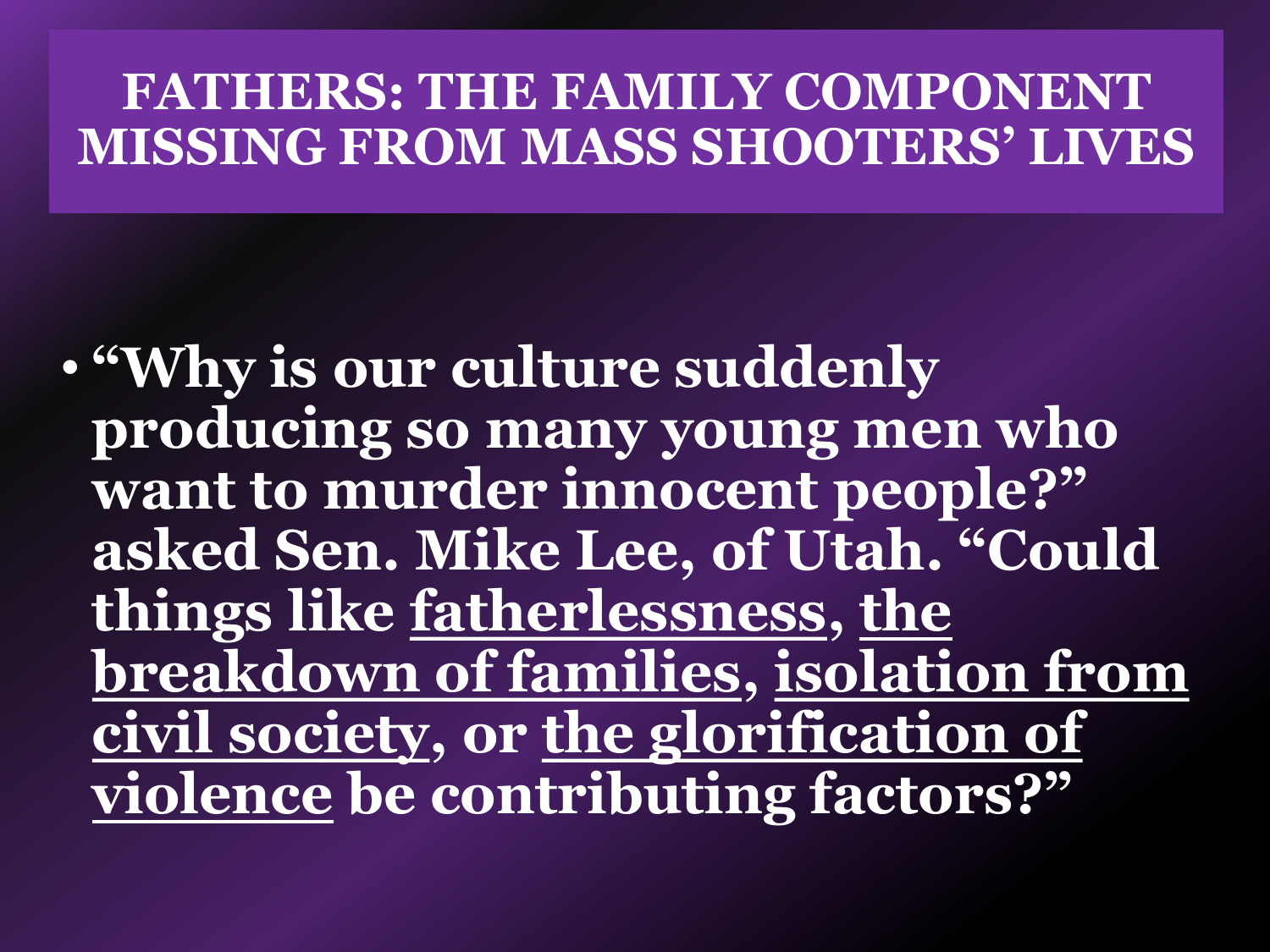# FATHERS: THE FAMILY COMPONENT MISSING FROM MASS SHOOTERS' LIVES

- **"Why is our culture suddenly producing so many young men who want to murder innocent people?" asked Sen. Mike Lee, of Utah. "Could things like <u>fatherlessness</u>, <u>the breakdown of families</u>, <u>isolation from civil society</u>, or <u>the glorification of violence</u> be contributing factors?"**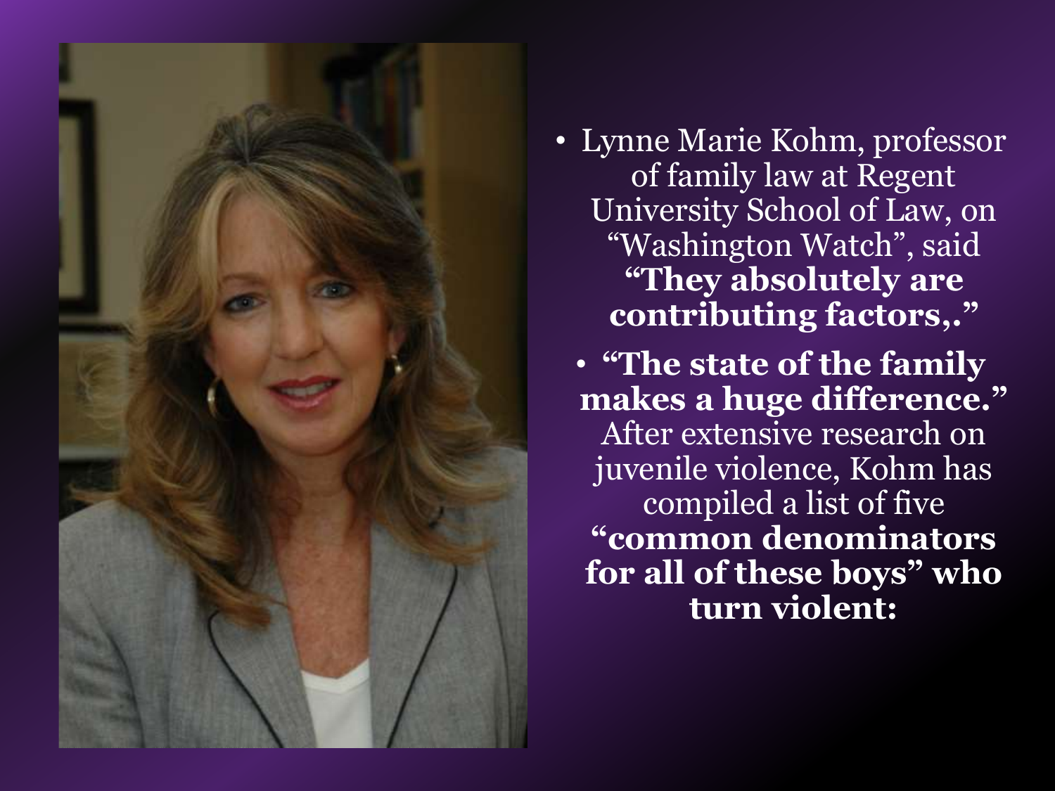- Lynne Marie Kohm, professor of family law at Regent University School of Law, on "Washington Watch", said **"They absolutely are contributing factors,."**
- **"The state of the family makes a huge difference."** After extensive research on juvenile violence, Kohm has compiled a list of five **"common denominators for all of these boys" who turn violent:**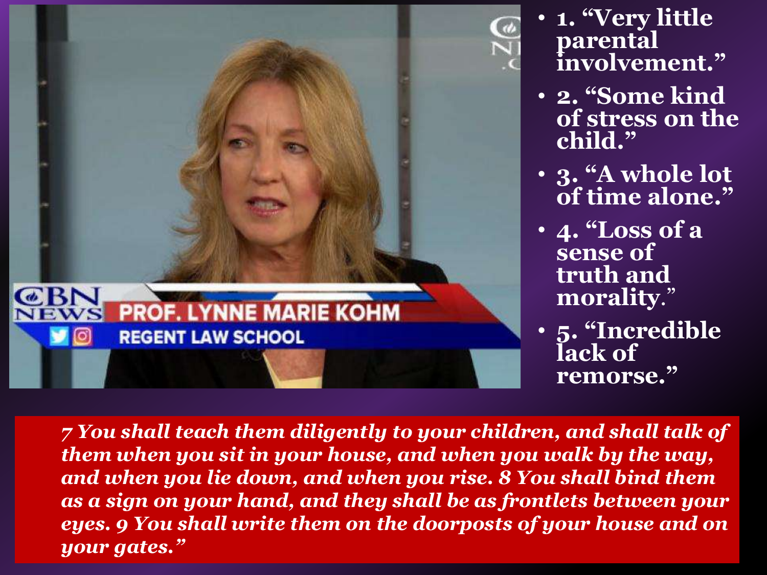- 1. "Very little parental involvement."
- 2. "Some kind of stress on the child."
- 3. "A whole lot of time alone."
- 4. "Loss of a sense of truth and morality."
- 5. "Incredible lack of remorse."

PROF. LYNNE MARIE KOHM

REGENT LAW SCHOOL

*7 You shall teach them diligently to your children, and shall talk of them when you sit in your house, and when you walk by the way, and when you lie down, and when you rise. 8 You shall bind them as a sign on your hand, and they shall be as frontlets between your eyes. 9 You shall write them on the doorposts of your house and on your gates."*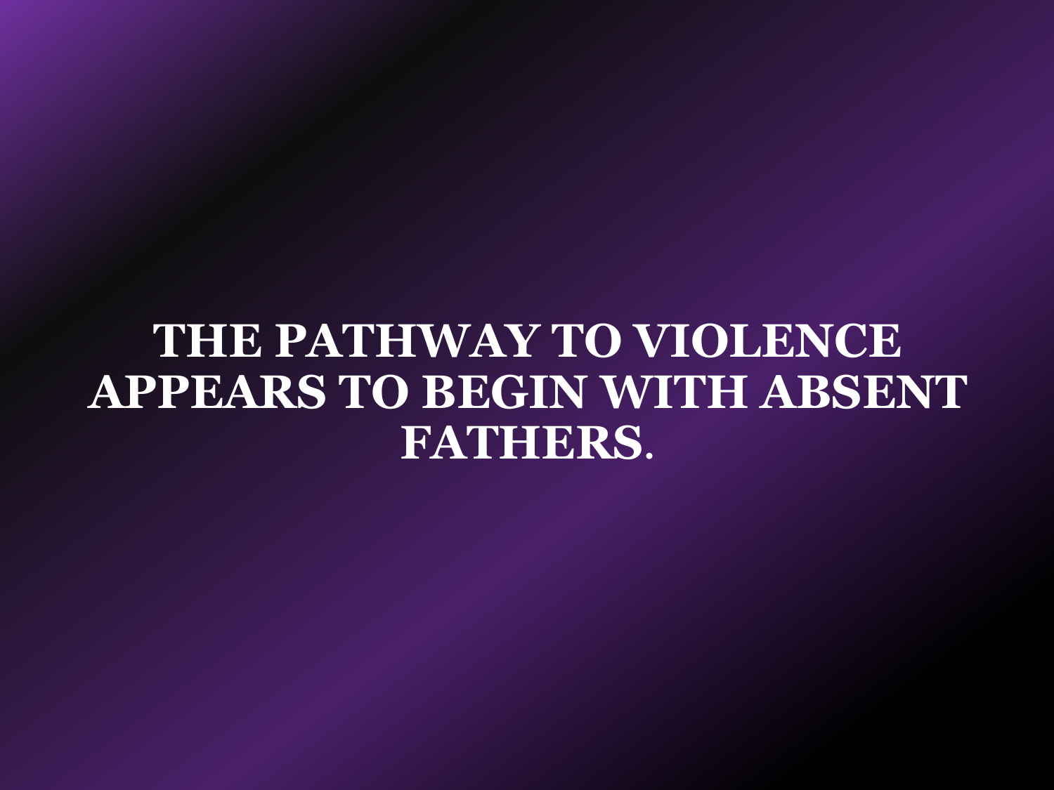# THE PATHWAY TO VIOLENCE APPEARS TO BEGIN WITH ABSENT FATHERS.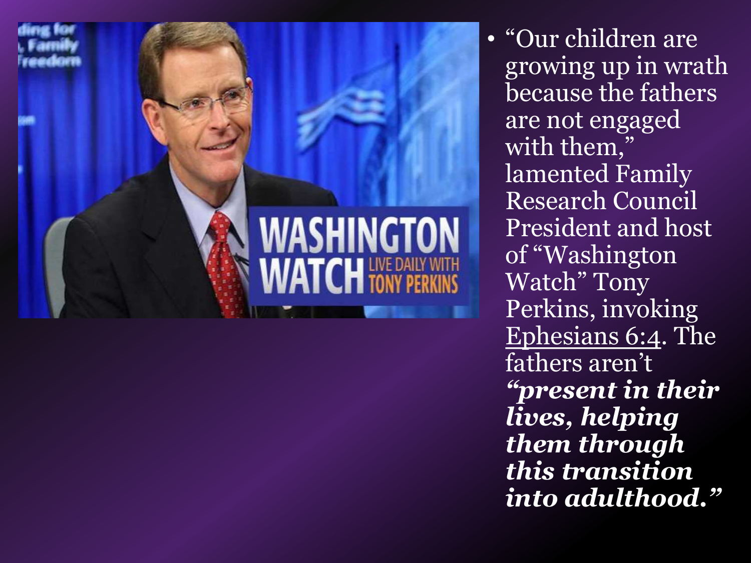- “Our children are growing up in wrath because the fathers are not engaged with them,” lamented Family Research Council President and host of “Washington Watch” Tony Perkins, invoking Ephesians 6:4. The fathers aren’t ***“present in their lives, helping them through this transition into adulthood.”***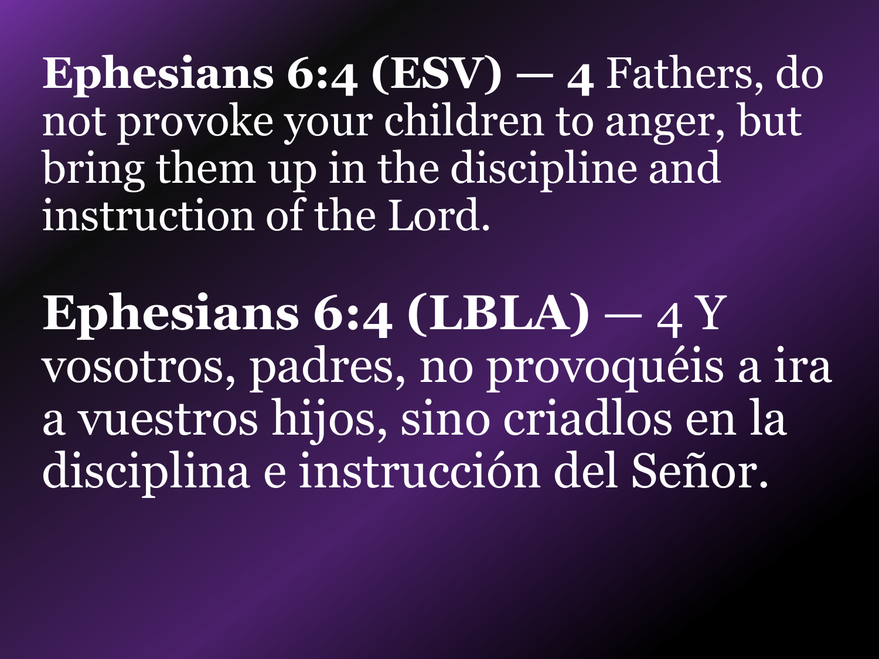**Ephesians 6:4 (ESV) — 4** Fathers, do not provoke your children to anger, but bring them up in the discipline and instruction of the Lord.

**Ephesians 6:4 (LBLA)** — 4 Y vosotros, padres, no provoquéis a ira a vuestros hijos, sino criadlos en la disciplina e instrucción del Señor.